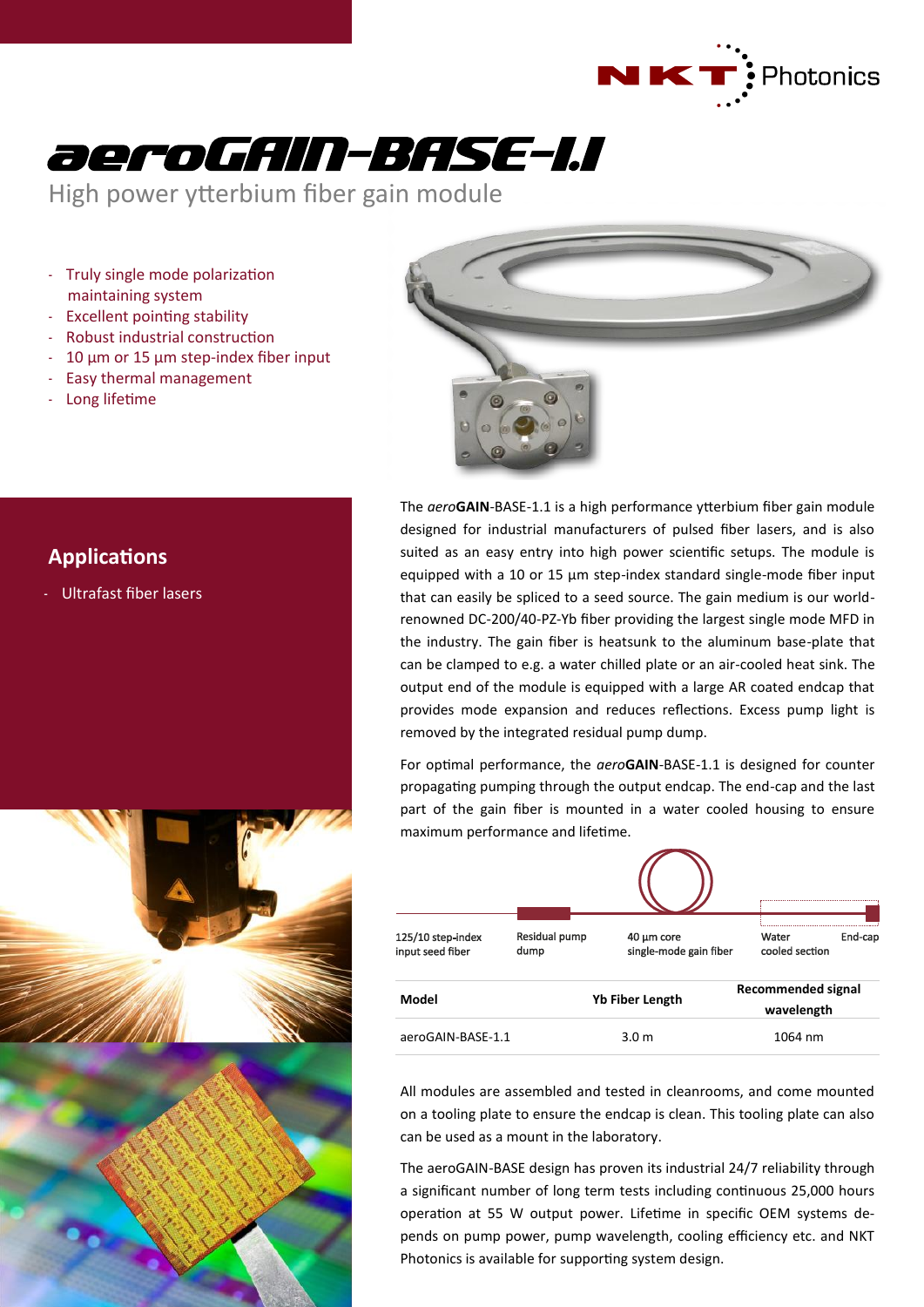# aeroGAIN-BASE-1.1

High power ytterbium fiber gain module

- Truly single mode polarization maintaining system
- Excellent pointing stability
- Robust industrial construction
- 10 µm or 15 µm step-index fiber input
- Easy thermal management
- Long lifetime

## Applications

- Ultrafast fiber lasers

The *aero***GAIN**-BASE-1.1 is a high performance ytterbium fiber gain module designed for industrial manufacturers of pulsed fiber lasers, and is also suited as an easy entry into high power scientific setups. The module is equipped with a 10 or 15 µm step-index standard single-mode fiber input that can easily be spliced to a seed source. The gain medium is our world-renowned DC-200/40-PZ-Yb fiber providing the largest single mode MFD in the industry. The gain fiber is heatsunk to the aluminum base-plate that can be clamped to e.g. a water chilled plate or an air-cooled heat sink. The output end of the module is equipped with a large AR coated endcap that provides mode expansion and reduces reflections. Excess pump light is removed by the integrated residual pump dump.

For optimal performance, the *aero***GAIN**-BASE-1.1 is designed for counter propagating pumping through the output endcap. The end-cap and the last part of the gain fiber is mounted in a water cooled housing to ensure maximum performance and lifetime.

125/10 step-index input seed fiber — Residual pump dump — 40 µm core single-mode gain fiber — Water cooled section — End-cap

| Model | Yb Fiber Length | Recommended signal wavelength |
|---|---|---|
| aeroGAIN-BASE-1.1 | 3.0 m | 1064 nm |

All modules are assembled and tested in cleanrooms, and come mounted on a tooling plate to ensure the endcap is clean. This tooling plate can also be used as a mount in the laboratory.

The aeroGAIN-BASE design has proven its industrial 24/7 reliability through a significant number of long term tests including continuous 25,000 hours operation at 55 W output power. Lifetime in specific OEM systems depends on pump power, pump wavelength, cooling efficiency etc. and NKT Photonics is available for supporting system design.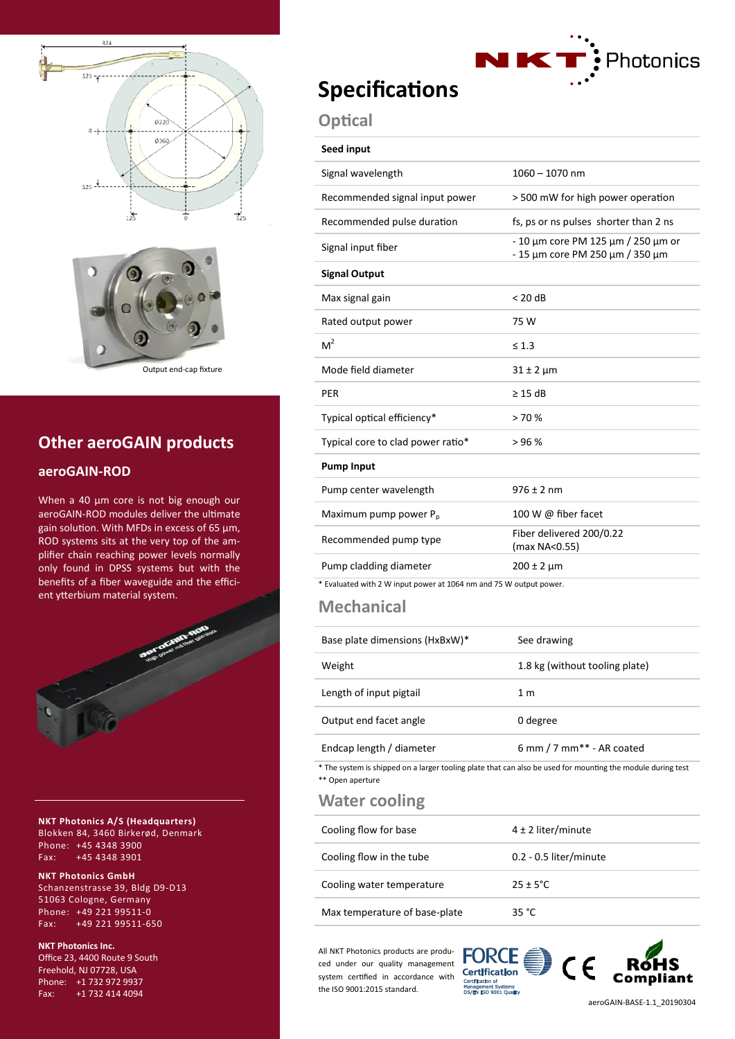324

125

0

125

Ø220

Ø360

125 0 125

Output end-cap fixture

## Other aeroGAIN products

### aeroGAIN-ROD

When a 40 µm core is not big enough our aeroGAIN-ROD modules deliver the ultimate gain solution. With MFDs in excess of 65 µm, ROD systems sits at the very top of the amplifier chain reaching power levels normally only found in DPSS systems but with the benefits of a fiber waveguide and the efficient ytterbium material system.

**NKT Photonics A/S (Headquarters)**
Blokken 84, 3460 Birkerød, Denmark
Phone: +45 4348 3900
Fax: +45 4348 3901

**NKT Photonics GmbH**
Schanzenstrasse 39, Bldg D9-D13
51063 Cologne, Germany
Phone: +49 221 99511-0
Fax: +49 221 99511-650

**NKT Photonics Inc.**
Office 23, 4400 Route 9 South
Freehold, NJ 07728, USA
Phone: +1 732 972 9937
Fax: +1 732 414 4094

# Specifications

## Optical

| | |
|---|---|
| **Seed input** | |
| Signal wavelength | 1060 – 1070 nm |
| Recommended signal input power | > 500 mW for high power operation |
| Recommended pulse duration | fs, ps or ns pulses shorter than 2 ns |
| Signal input fiber | - 10 µm core PM 125 µm / 250 µm or<br>- 15 µm core PM 250 µm / 350 µm |
| **Signal Output** | |
| Max signal gain | < 20 dB |
| Rated output power | 75 W |
| $M^2$ | ≤ 1.3 |
| Mode field diameter | 31 ± 2 µm |
| PER | ≥ 15 dB |
| Typical optical efficiency* | > 70 % |
| Typical core to clad power ratio* | > 96 % |
| **Pump Input** | |
| Pump center wavelength | 976 ± 2 nm |
| Maximum pump power $P_p$ | 100 W @ fiber facet |
| Recommended pump type | Fiber delivered 200/0.22 (max NA<0.55) |
| Pump cladding diameter | 200 ± 2 µm |

* Evaluated with 2 W input power at 1064 nm and 75 W output power.

## Mechanical

| | |
|---|---|
| Base plate dimensions (HxBxW)* | See drawing |
| Weight | 1.8 kg (without tooling plate) |
| Length of input pigtail | 1 m |
| Output end facet angle | 0 degree |
| Endcap length / diameter | 6 mm / 7 mm** - AR coated |

* The system is shipped on a larger tooling plate that can also be used for mounting the module during test
** Open aperture

## Water cooling

| | |
|---|---|
| Cooling flow for base | 4 ± 2 liter/minute |
| Cooling flow in the tube | 0.2 - 0.5 liter/minute |
| Cooling water temperature | 25 ± 5°C |
| Max temperature of base-plate | 35 °C |

All NKT Photonics products are produced under our quality management system certified in accordance with the ISO 9001:2015 standard.

FORCE Certification — Certification of Management Systems DS/EN ISO 9001 Quality

CE

RoHS Compliant

aeroGAIN-BASE-1.1_20190304